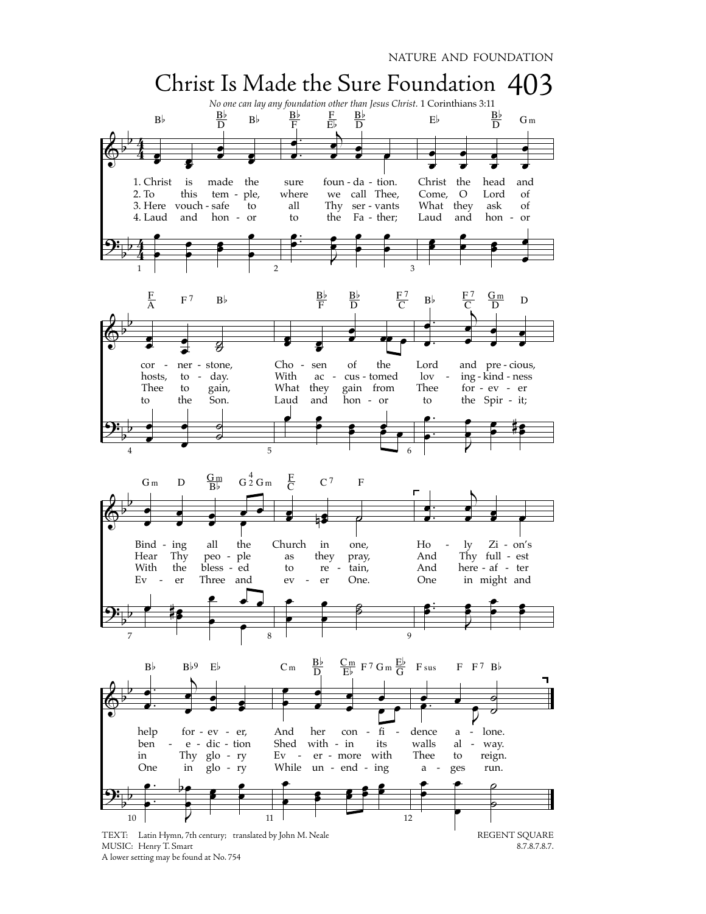NATURE AND FOUNDATION

# Christ Is Made the Sure Foundation 403

*No one can lay any foundation other than Jesus Christ.* 1 Corinthians 3:11

1. Christ is made the sure foundation. Christ the head and corner-stone, Chosen of the Lord and precious, Binding all the Church in one, Holy Zion's help for-ever, And her confidence alone.

2. To this temple, where we call Thee, Come, O Lord of hosts, to-day. With accustomed loving-kindness Hear Thy people as they pray, And Thy fullest benediction Shed within its walls alway.

3. Here vouchsafe to all Thy servants What they ask of Thee to gain, What they gain from Thee forever With the blessed to retain, And hereafter in Thy glory Evermore with Thee to reign.

4. Laud and honor to the Father; Laud and honor to the Son. Laud and honor to the Spirit; Ever Three and ever One. One in might and One in glory While unending ages run.

TEXT: Latin Hymn, 7th century; translated by John M. Neale
MUSIC: Henry T. Smart
A lower setting may be found at No. 754

REGENT SQUARE
8.7.8.7.8.7.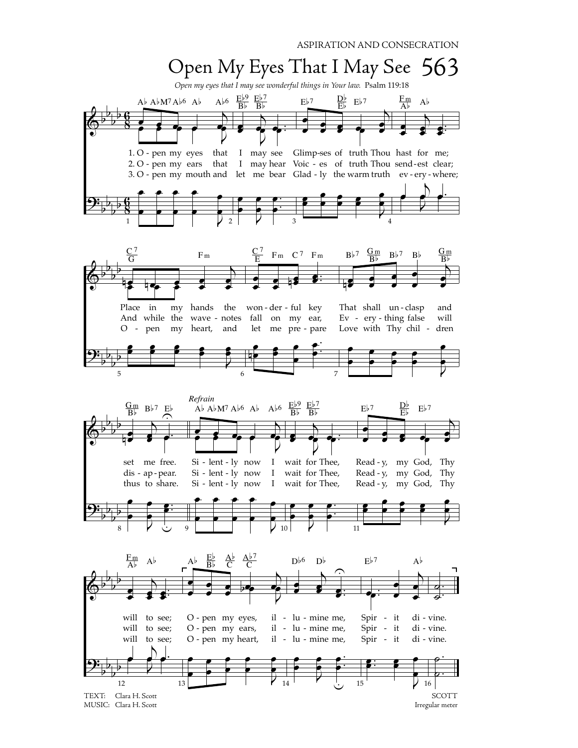ASPIRATION AND CONSECRATION

# Open My Eyes That I May See 563

*Open my eyes that I may see wonderful things in Your law.* Psalm 119:18

1. O - pen my eyes that I may see Glimp-ses of truth Thou hast for me; Place in my hands the won - der - ful key That shall un - clasp and set me free.
2. O - pen my ears that I may hear Voic - es of truth Thou send-est clear; And while the wave - notes fall on my ear, Ev - ery - thing false will dis - ap - pear.
3. O - pen my mouth and let me bear Glad - ly the warm truth ev - ery - where; O - pen my heart, and let me pre - pare Love with Thy chil - dren thus to share.

*Refrain*

Si - lent - ly now I wait for Thee, Read - y, my God, Thy will to see; O - pen my eyes, (ears,) (heart,) il - lu - mine me, Spir - it di - vine.

TEXT: Clara H. Scott
MUSIC: Clara H. Scott

SCOTT
Irregular meter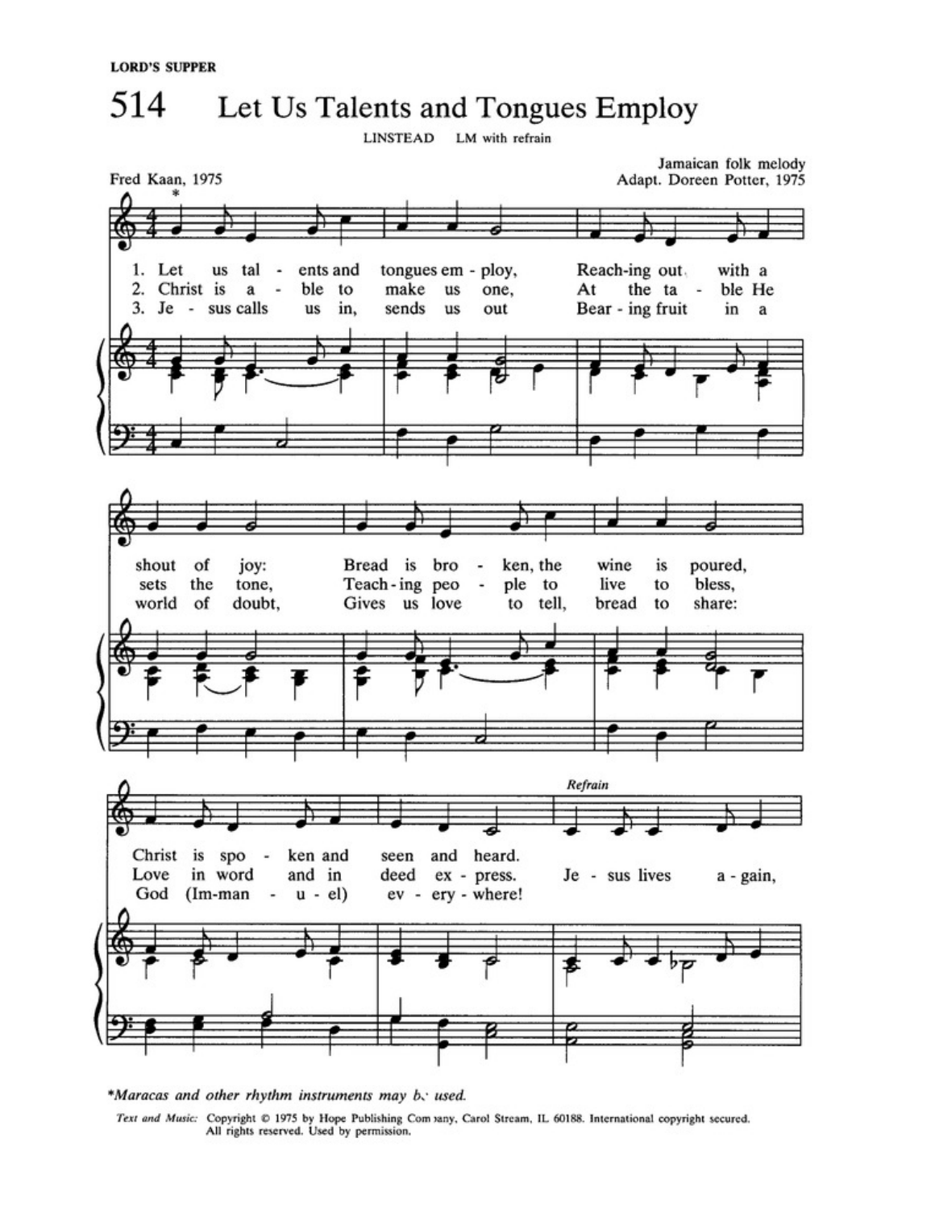LORD'S SUPPER

# 514 Let Us Talents and Tongues Employ

LINSTEAD LM with refrain

Fred Kaan, 1975

Jamaican folk melody
Adapt. Doreen Potter, 1975

1. Let us talents and tongues employ, Reaching out with a shout of joy: Bread is broken, the wine is poured, Christ is spoken and seen and heard.

2. Christ is able to make us one, At the table He sets the tone, Teaching people to live to bless, Love in word and in deed express.

3. Jesus calls us in, sends us out Bearing fruit in a world of doubt, Gives us love to tell, bread to share: God (Immanuel) everywhere!

*Refrain*
Jesus lives again,

**Maracas and other rhythm instruments may be used.*

*Text and Music:* Copyright © 1975 by Hope Publishing Company, Carol Stream, IL 60188. International copyright secured. All rights reserved. Used by permission.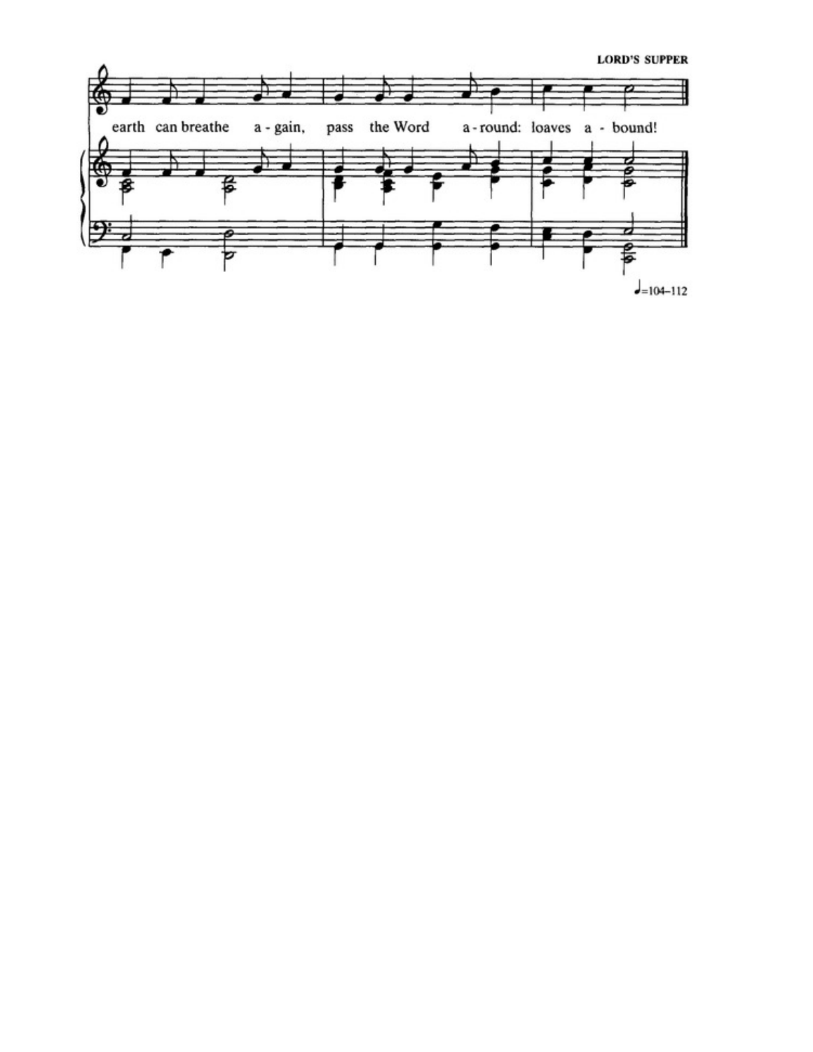LORD'S SUPPER

earth can breathe a - gain, pass the Word a - round: loaves a - bound!

♩=104–112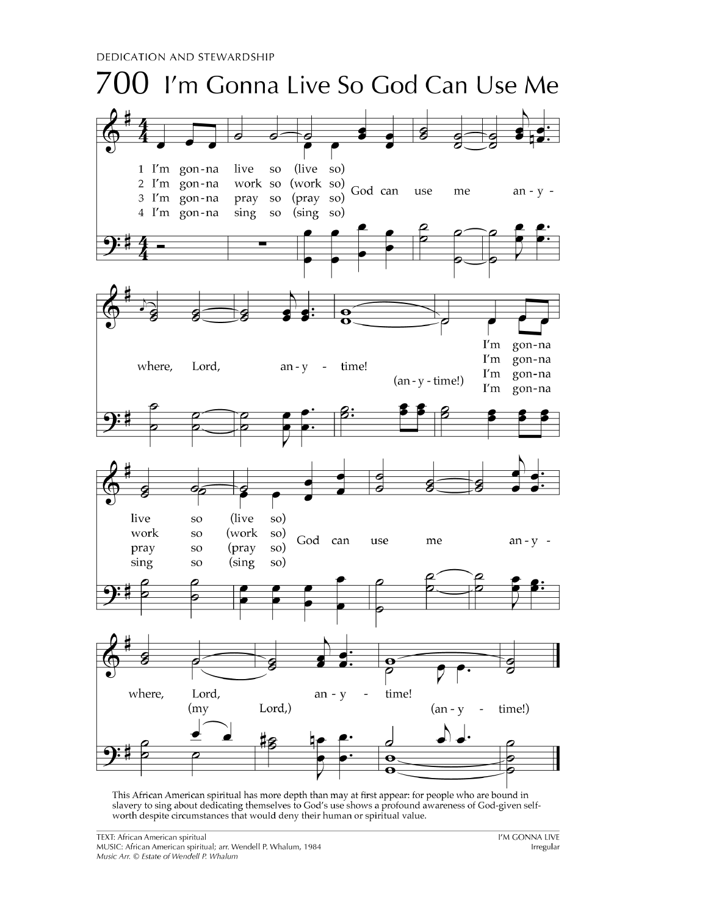DEDICATION AND STEWARDSHIP

# 700 I'm Gonna Live So God Can Use Me

1 I'm gon-na live so (live so) God can use me an-y-where, Lord, an-y-time! (an-y-time!)
2 I'm gon-na work so (work so)
3 I'm gon-na pray so (pray so)
4 I'm gon-na sing so (sing so)

I'm gon-na live so (live so) God can use me an-y-where, Lord, (my Lord,) an-y-time! (an-y-time!)
I'm gon-na work so (work so)
I'm gon-na pray so (pray so)
I'm gon-na sing so (sing so)

This African American spiritual has more depth than may at first appear: for people who are bound in slavery to sing about dedicating themselves to God's use shows a profound awareness of God-given self-worth despite circumstances that would deny their human or spiritual value.

TEXT: African American spiritual
MUSIC: African American spiritual; arr. Wendell P. Whalum, 1984
*Music Arr. © Estate of Wendell P. Whalum*

I'M GONNA LIVE
Irregular